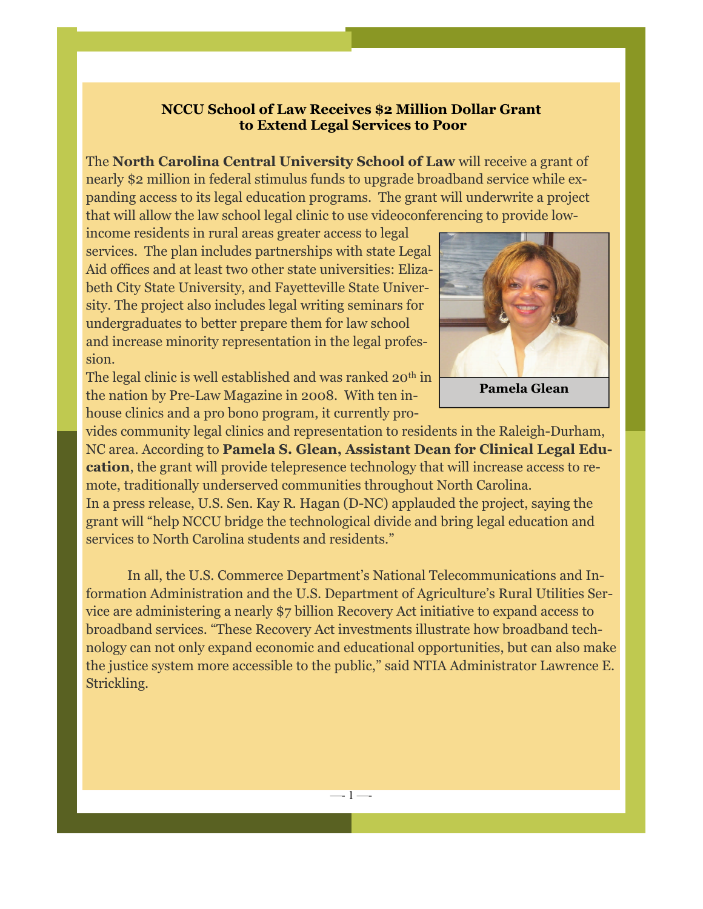**NCCU School of Law Receives $2 Million Dollar Grant to Extend Legal Services to Poor**

The **North Carolina Central University School of Law** will receive a grant of nearly $2 million in federal stimulus funds to upgrade broadband service while expanding access to its legal education programs. The grant will underwrite a project that will allow the law school legal clinic to use videoconferencing to provide low-income residents in rural areas greater access to legal services. The plan includes partnerships with state Legal Aid offices and at least two other state universities: Elizabeth City State University, and Fayetteville State University. The project also includes legal writing seminars for undergraduates to better prepare them for law school and increase minority representation in the legal profession.

**Pamela Glean**

The legal clinic is well established and was ranked 20th in the nation by Pre-Law Magazine in 2008. With ten in-house clinics and a pro bono program, it currently provides community legal clinics and representation to residents in the Raleigh-Durham, NC area. According to **Pamela S. Glean, Assistant Dean for Clinical Legal Education**, the grant will provide telepresence technology that will increase access to remote, traditionally underserved communities throughout North Carolina.

In a press release, U.S. Sen. Kay R. Hagan (D-NC) applauded the project, saying the grant will "help NCCU bridge the technological divide and bring legal education and services to North Carolina students and residents."

In all, the U.S. Commerce Department's National Telecommunications and Information Administration and the U.S. Department of Agriculture's Rural Utilities Service are administering a nearly $7 billion Recovery Act initiative to expand access to broadband services. "These Recovery Act investments illustrate how broadband technology can not only expand economic and educational opportunities, but can also make the justice system more accessible to the public," said NTIA Administrator Lawrence E. Strickling.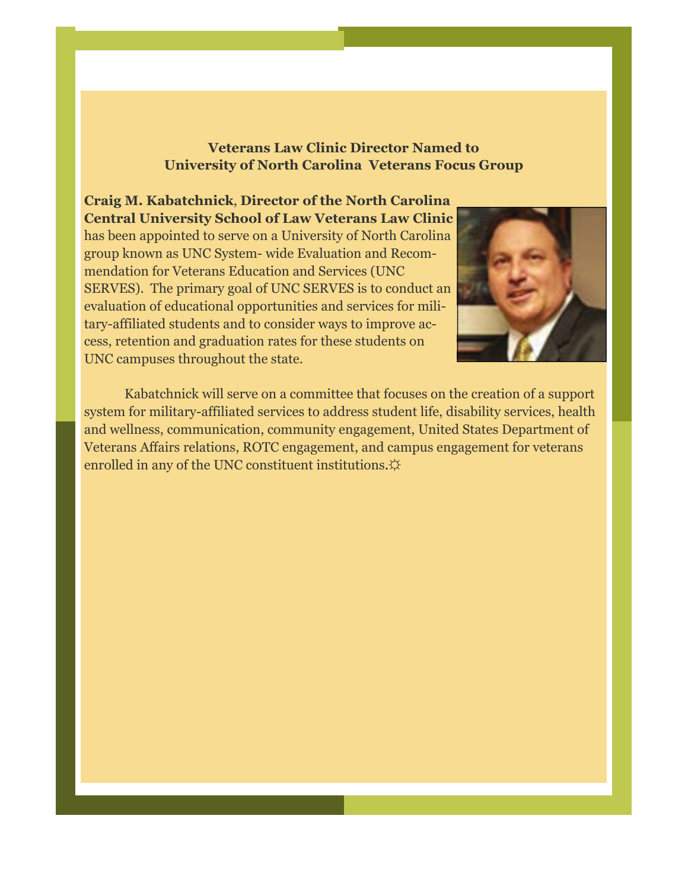### Veterans Law Clinic Director Named to University of North Carolina Veterans Focus Group

**Craig M. Kabatchnick**, **Director of the North Carolina Central University School of Law Veterans Law Clinic** has been appointed to serve on a University of North Carolina group known as UNC System- wide Evaluation and Recommendation for Veterans Education and Services (UNC SERVES). The primary goal of UNC SERVES is to conduct an evaluation of educational opportunities and services for military-affiliated students and to consider ways to improve access, retention and graduation rates for these students on UNC campuses throughout the state.

Kabatchnick will serve on a committee that focuses on the creation of a support system for military-affiliated services to address student life, disability services, health and wellness, communication, community engagement, United States Department of Veterans Affairs relations, ROTC engagement, and campus engagement for veterans enrolled in any of the UNC constituent institutions.☼